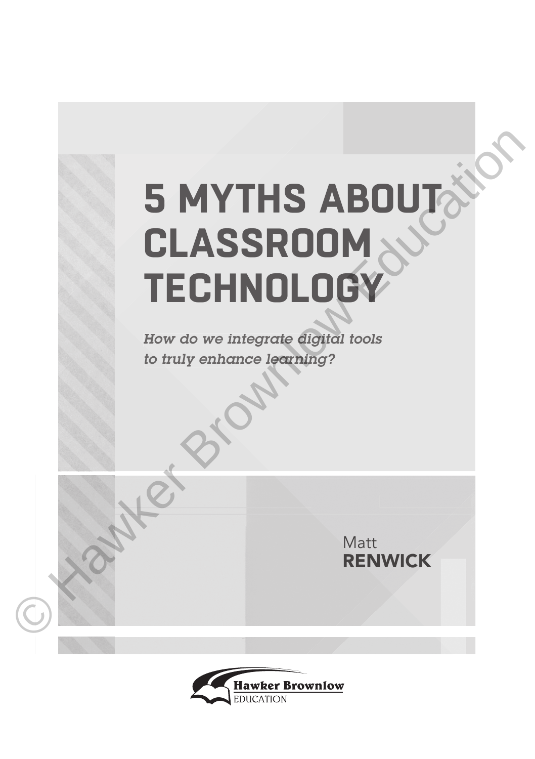# 5 MYTHS ABOUT CLASSROOM TECHNOLOGY

*How do we integrate digital tools to truly enhance learning?*

Matt
**RENWICK**

Hawker Brownlow
EDUCATION

© Hawker Brownlow Education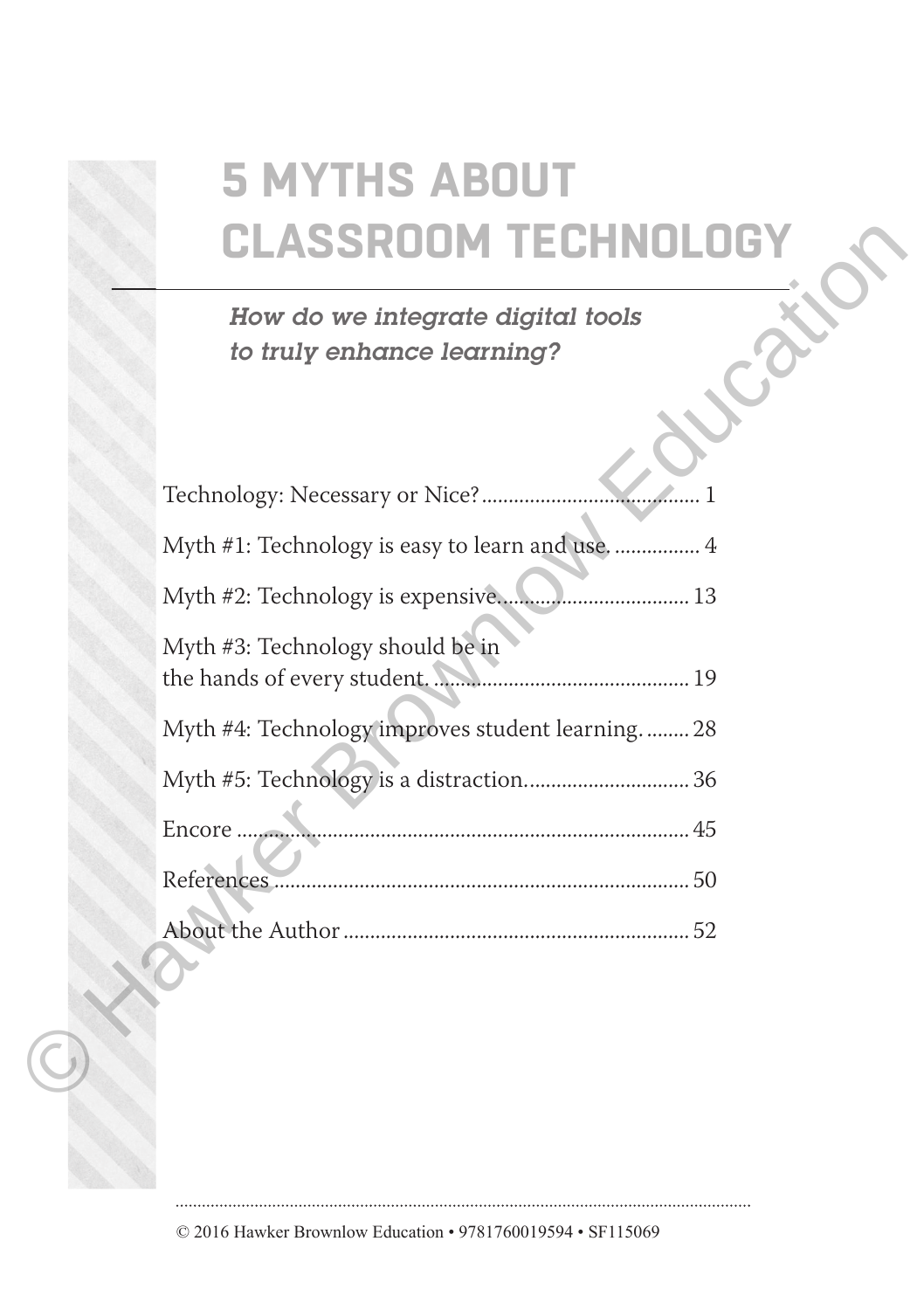# 5 MYTHS ABOUT CLASSROOM TECHNOLOGY

*How do we integrate digital tools to truly enhance learning?*

Technology: Necessary or Nice? ........................................ 1

Myth #1: Technology is easy to learn and use. ................ 4

Myth #2: Technology is expensive.................................. 13

Myth #3: Technology should be in the hands of every student. ............................................... 19

Myth #4: Technology improves student learning. ........ 28

Myth #5: Technology is a distraction............................. 36

Encore .................................................................................. 45

References ........................................................................... 50

About the Author ............................................................... 52

© 2016 Hawker Brownlow Education • 9781760019594 • SF115069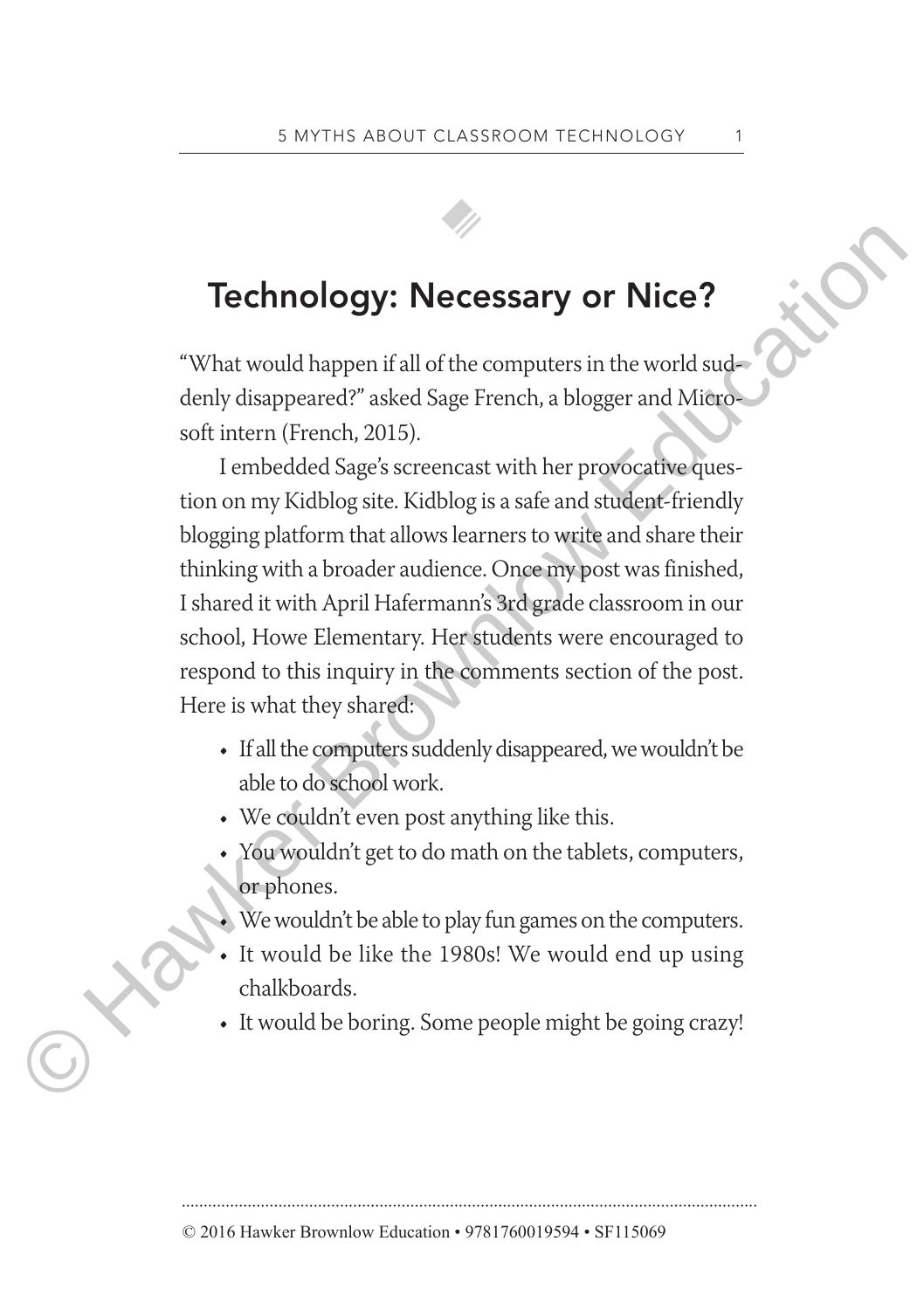# Technology: Necessary or Nice?

"What would happen if all of the computers in the world suddenly disappeared?" asked Sage French, a blogger and Microsoft intern (French, 2015).

I embedded Sage's screencast with her provocative question on my Kidblog site. Kidblog is a safe and student-friendly blogging platform that allows learners to write and share their thinking with a broader audience. Once my post was finished, I shared it with April Hafermann's 3rd grade classroom in our school, Howe Elementary. Her students were encouraged to respond to this inquiry in the comments section of the post. Here is what they shared:

- If all the computers suddenly disappeared, we wouldn't be able to do school work.
- We couldn't even post anything like this.
- You wouldn't get to do math on the tablets, computers, or phones.
- We wouldn't be able to play fun games on the computers.
- It would be like the 1980s! We would end up using chalkboards.
- It would be boring. Some people might be going crazy!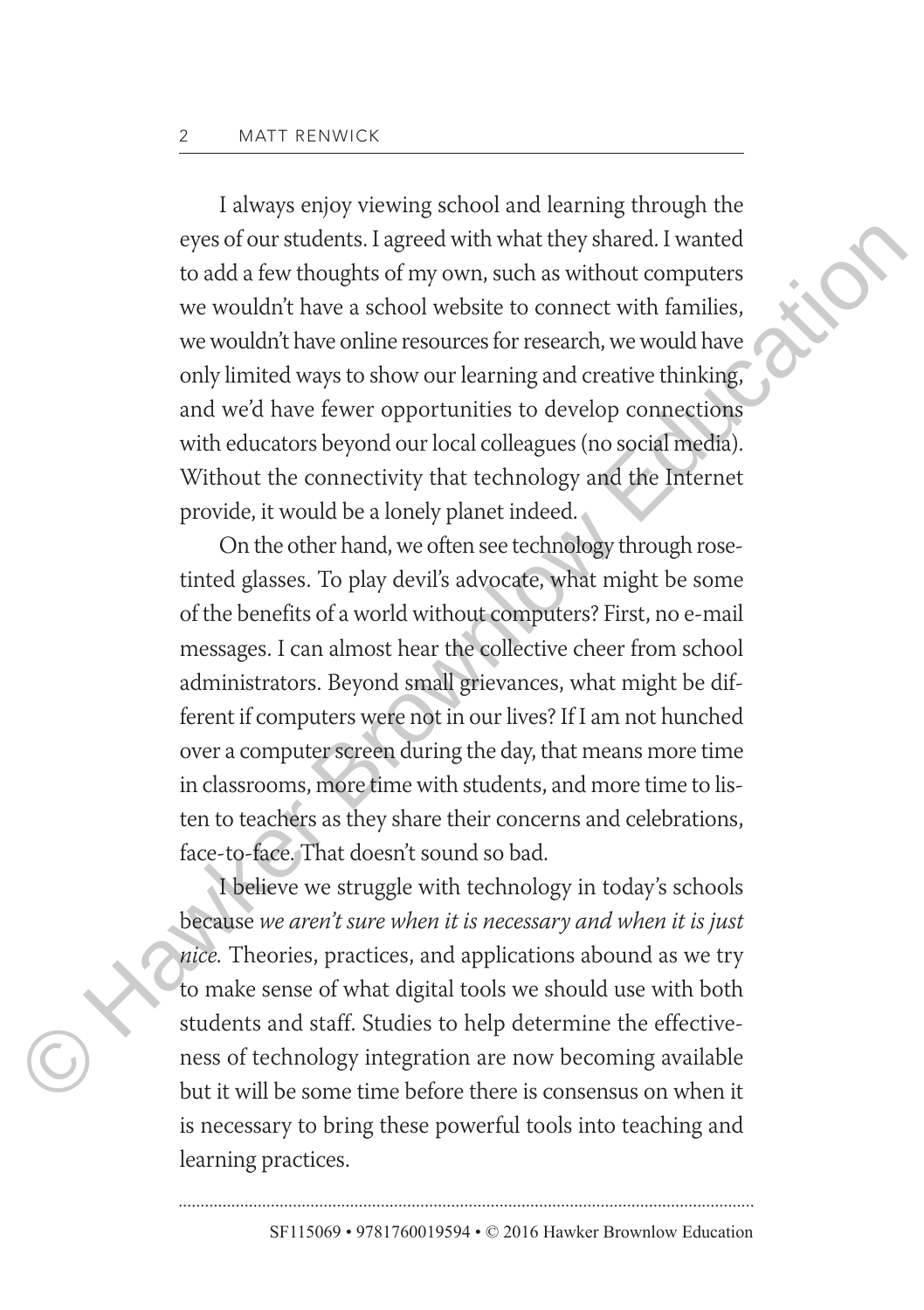I always enjoy viewing school and learning through the eyes of our students. I agreed with what they shared. I wanted to add a few thoughts of my own, such as without computers we wouldn't have a school website to connect with families, we wouldn't have online resources for research, we would have only limited ways to show our learning and creative thinking, and we'd have fewer opportunities to develop connections with educators beyond our local colleagues (no social media). Without the connectivity that technology and the Internet provide, it would be a lonely planet indeed.

On the other hand, we often see technology through rose-tinted glasses. To play devil's advocate, what might be some of the benefits of a world without computers? First, no e-mail messages. I can almost hear the collective cheer from school administrators. Beyond small grievances, what might be different if computers were not in our lives? If I am not hunched over a computer screen during the day, that means more time in classrooms, more time with students, and more time to listen to teachers as they share their concerns and celebrations, face-to-face. That doesn't sound so bad.

I believe we struggle with technology in today's schools because *we aren't sure when it is necessary and when it is just nice.* Theories, practices, and applications abound as we try to make sense of what digital tools we should use with both students and staff. Studies to help determine the effectiveness of technology integration are now becoming available but it will be some time before there is consensus on when it is necessary to bring these powerful tools into teaching and learning practices.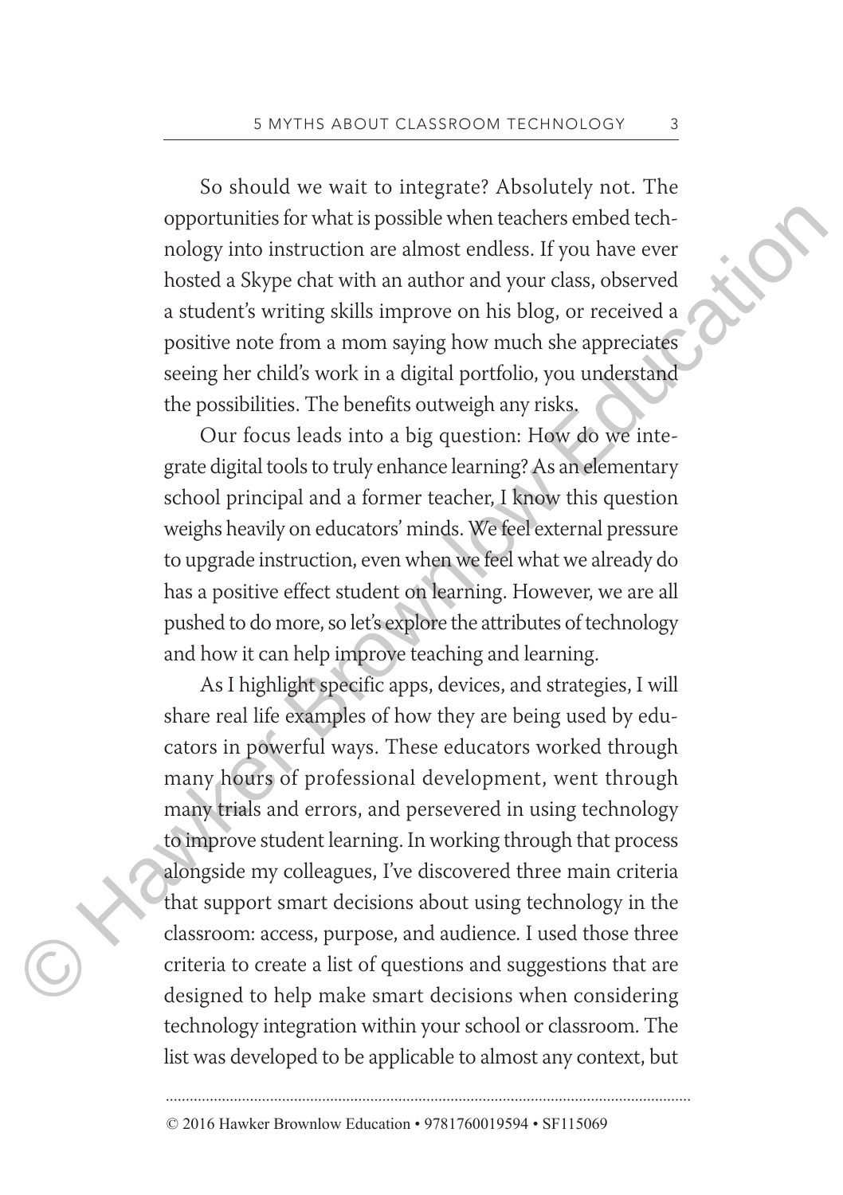So should we wait to integrate? Absolutely not. The opportunities for what is possible when teachers embed technology into instruction are almost endless. If you have ever hosted a Skype chat with an author and your class, observed a student's writing skills improve on his blog, or received a positive note from a mom saying how much she appreciates seeing her child's work in a digital portfolio, you understand the possibilities. The benefits outweigh any risks.

Our focus leads into a big question: How do we integrate digital tools to truly enhance learning? As an elementary school principal and a former teacher, I know this question weighs heavily on educators' minds. We feel external pressure to upgrade instruction, even when we feel what we already do has a positive effect student on learning. However, we are all pushed to do more, so let's explore the attributes of technology and how it can help improve teaching and learning.

As I highlight specific apps, devices, and strategies, I will share real life examples of how they are being used by educators in powerful ways. These educators worked through many hours of professional development, went through many trials and errors, and persevered in using technology to improve student learning. In working through that process alongside my colleagues, I've discovered three main criteria that support smart decisions about using technology in the classroom: access, purpose, and audience. I used those three criteria to create a list of questions and suggestions that are designed to help make smart decisions when considering technology integration within your school or classroom. The list was developed to be applicable to almost any context, but